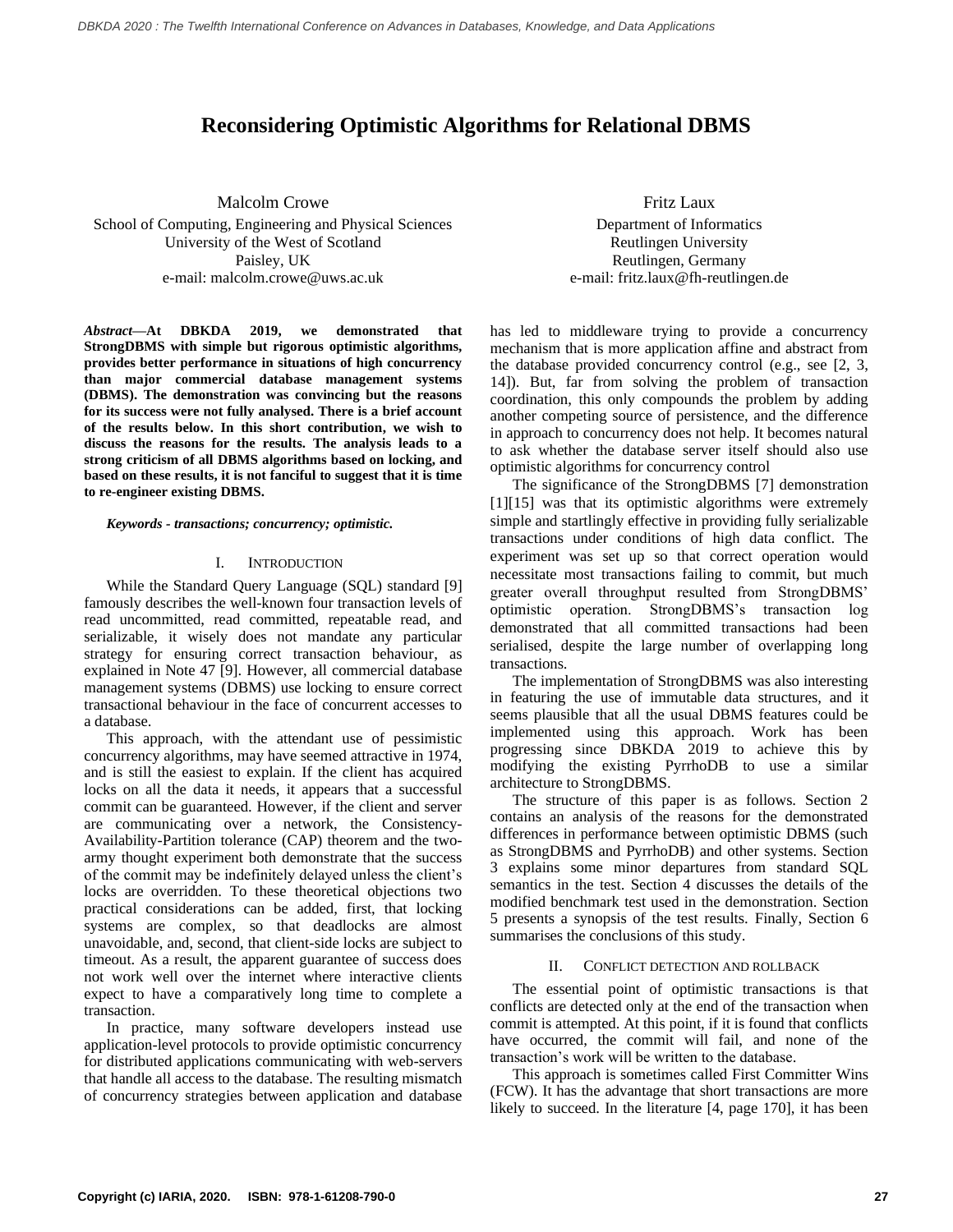# Reconsidering Optimistic Algorithms for Relational DBMS

Malcolm Crowe
School of Computing, Engineering and Physical Sciences
University of the West of Scotland
Paisley, UK
e-mail: malcolm.crowe@uws.ac.uk

Fritz Laux
Department of Informatics
Reutlingen University
Reutlingen, Germany
e-mail: fritz.laux@fh-reutlingen.de

***Abstract*—At DBKDA 2019, we demonstrated that StrongDBMS with simple but rigorous optimistic algorithms, provides better performance in situations of high concurrency than major commercial database management systems (DBMS). The demonstration was convincing but the reasons for its success were not fully analysed. There is a brief account of the results below. In this short contribution, we wish to discuss the reasons for the results. The analysis leads to a strong criticism of all DBMS algorithms based on locking, and based on these results, it is not fanciful to suggest that it is time to re-engineer existing DBMS.**

***Keywords - transactions; concurrency; optimistic.***

## I. Introduction

While the Standard Query Language (SQL) standard [9] famously describes the well-known four transaction levels of read uncommitted, read committed, repeatable read, and serializable, it wisely does not mandate any particular strategy for ensuring correct transaction behaviour, as explained in Note 47 [9]. However, all commercial database management systems (DBMS) use locking to ensure correct transactional behaviour in the face of concurrent accesses to a database.

This approach, with the attendant use of pessimistic concurrency algorithms, may have seemed attractive in 1974, and is still the easiest to explain. If the client has acquired locks on all the data it needs, it appears that a successful commit can be guaranteed. However, if the client and server are communicating over a network, the Consistency-Availability-Partition tolerance (CAP) theorem and the two-army thought experiment both demonstrate that the success of the commit may be indefinitely delayed unless the client's locks are overridden. To these theoretical objections two practical considerations can be added, first, that locking systems are complex, so that deadlocks are almost unavoidable, and, second, that client-side locks are subject to timeout. As a result, the apparent guarantee of success does not work well over the internet where interactive clients expect to have a comparatively long time to complete a transaction.

In practice, many software developers instead use application-level protocols to provide optimistic concurrency for distributed applications communicating with web-servers that handle all access to the database. The resulting mismatch of concurrency strategies between application and database has led to middleware trying to provide a concurrency mechanism that is more application affine and abstract from the database provided concurrency control (e.g., see [2, 3, 14]). But, far from solving the problem of transaction coordination, this only compounds the problem by adding another competing source of persistence, and the difference in approach to concurrency does not help. It becomes natural to ask whether the database server itself should also use optimistic algorithms for concurrency control

The significance of the StrongDBMS [7] demonstration [1][15] was that its optimistic algorithms were extremely simple and startlingly effective in providing fully serializable transactions under conditions of high data conflict. The experiment was set up so that correct operation would necessitate most transactions failing to commit, but much greater overall throughput resulted from StrongDBMS' optimistic operation. StrongDBMS's transaction log demonstrated that all committed transactions had been serialised, despite the large number of overlapping long transactions.

The implementation of StrongDBMS was also interesting in featuring the use of immutable data structures, and it seems plausible that all the usual DBMS features could be implemented using this approach. Work has been progressing since DBKDA 2019 to achieve this by modifying the existing PyrrhoDB to use a similar architecture to StrongDBMS.

The structure of this paper is as follows. Section 2 contains an analysis of the reasons for the demonstrated differences in performance between optimistic DBMS (such as StrongDBMS and PyrrhoDB) and other systems. Section 3 explains some minor departures from standard SQL semantics in the test. Section 4 discusses the details of the modified benchmark test used in the demonstration. Section 5 presents a synopsis of the test results. Finally, Section 6 summarises the conclusions of this study.

## II. Conflict detection and rollback

The essential point of optimistic transactions is that conflicts are detected only at the end of the transaction when commit is attempted. At this point, if it is found that conflicts have occurred, the commit will fail, and none of the transaction's work will be written to the database.

This approach is sometimes called First Committer Wins (FCW). It has the advantage that short transactions are more likely to succeed. In the literature [4, page 170], it has been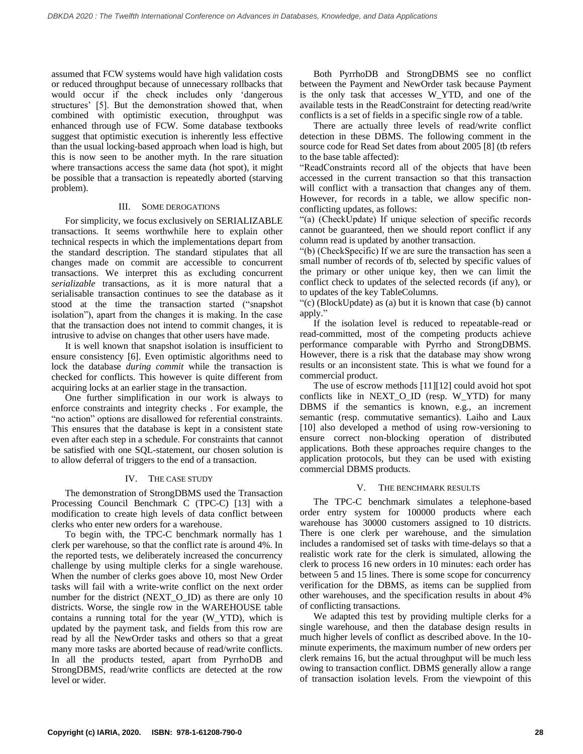assumed that FCW systems would have high validation costs or reduced throughput because of unnecessary rollbacks that would occur if the check includes only 'dangerous structures' [5]. But the demonstration showed that, when combined with optimistic execution, throughput was enhanced through use of FCW. Some database textbooks suggest that optimistic execution is inherently less effective than the usual locking-based approach when load is high, but this is now seen to be another myth. In the rare situation where transactions access the same data (hot spot), it might be possible that a transaction is repeatedly aborted (starving problem).

## III. Some Derogations

For simplicity, we focus exclusively on SERIALIZABLE transactions. It seems worthwhile here to explain other technical respects in which the implementations depart from the standard description. The standard stipulates that all changes made on commit are accessible to concurrent transactions. We interpret this as excluding concurrent *serializable* transactions, as it is more natural that a serialisable transaction continues to see the database as it stood at the time the transaction started ("snapshot isolation"), apart from the changes it is making. In the case that the transaction does not intend to commit changes, it is intrusive to advise on changes that other users have made.

It is well known that snapshot isolation is insufficient to ensure consistency [6]. Even optimistic algorithms need to lock the database *during commit* while the transaction is checked for conflicts. This however is quite different from acquiring locks at an earlier stage in the transaction.

One further simplification in our work is always to enforce constraints and integrity checks . For example, the "no action" options are disallowed for referential constraints. This ensures that the database is kept in a consistent state even after each step in a schedule. For constraints that cannot be satisfied with one SQL-statement, our chosen solution is to allow deferral of triggers to the end of a transaction.

## IV. The Case Study

The demonstration of StrongDBMS used the Transaction Processing Council Benchmark C (TPC-C) [13] with a modification to create high levels of data conflict between clerks who enter new orders for a warehouse.

To begin with, the TPC-C benchmark normally has 1 clerk per warehouse, so that the conflict rate is around 4%. In the reported tests, we deliberately increased the concurrency challenge by using multiple clerks for a single warehouse. When the number of clerks goes above 10, most New Order tasks will fail with a write-write conflict on the next order number for the district (NEXT_O_ID) as there are only 10 districts. Worse, the single row in the WAREHOUSE table contains a running total for the year (W_YTD), which is updated by the payment task, and fields from this row are read by all the NewOrder tasks and others so that a great many more tasks are aborted because of read/write conflicts. In all the products tested, apart from PyrrhoDB and StrongDBMS, read/write conflicts are detected at the row level or wider.

Both PyrrhoDB and StrongDBMS see no conflict between the Payment and NewOrder task because Payment is the only task that accesses W_YTD, and one of the available tests in the ReadConstraint for detecting read/write conflicts is a set of fields in a specific single row of a table.

There are actually three levels of read/write conflict detection in these DBMS. The following comment in the source code for Read Set dates from about 2005 [8] (tb refers to the base table affected):

"ReadConstraints record all of the objects that have been accessed in the current transaction so that this transaction will conflict with a transaction that changes any of them. However, for records in a table, we allow specific non-conflicting updates, as follows:

"(a) (CheckUpdate) If unique selection of specific records cannot be guaranteed, then we should report conflict if any column read is updated by another transaction.

"(b) (CheckSpecific) If we are sure the transaction has seen a small number of records of tb, selected by specific values of the primary or other unique key, then we can limit the conflict check to updates of the selected records (if any), or to updates of the key TableColumns.

"(c) (BlockUpdate) as (a) but it is known that case (b) cannot apply."

If the isolation level is reduced to repeatable-read or read-committed, most of the competing products achieve performance comparable with Pyrrho and StrongDBMS. However, there is a risk that the database may show wrong results or an inconsistent state. This is what we found for a commercial product.

The use of escrow methods [11][12] could avoid hot spot conflicts like in NEXT_O_ID (resp. W_YTD) for many DBMS if the semantics is known, e.g., an increment semantic (resp. commutative semantics). Laiho and Laux [10] also developed a method of using row-versioning to ensure correct non-blocking operation of distributed applications. Both these approaches require changes to the application protocols, but they can be used with existing commercial DBMS products.

## V. The Benchmark Results

The TPC-C benchmark simulates a telephone-based order entry system for 100000 products where each warehouse has 30000 customers assigned to 10 districts. There is one clerk per warehouse, and the simulation includes a randomised set of tasks with time-delays so that a realistic work rate for the clerk is simulated, allowing the clerk to process 16 new orders in 10 minutes: each order has between 5 and 15 lines. There is some scope for concurrency verification for the DBMS, as items can be supplied from other warehouses, and the specification results in about 4% of conflicting transactions.

We adapted this test by providing multiple clerks for a single warehouse, and then the database design results in much higher levels of conflict as described above. In the 10-minute experiments, the maximum number of new orders per clerk remains 16, but the actual throughput will be much less owing to transaction conflict. DBMS generally allow a range of transaction isolation levels. From the viewpoint of this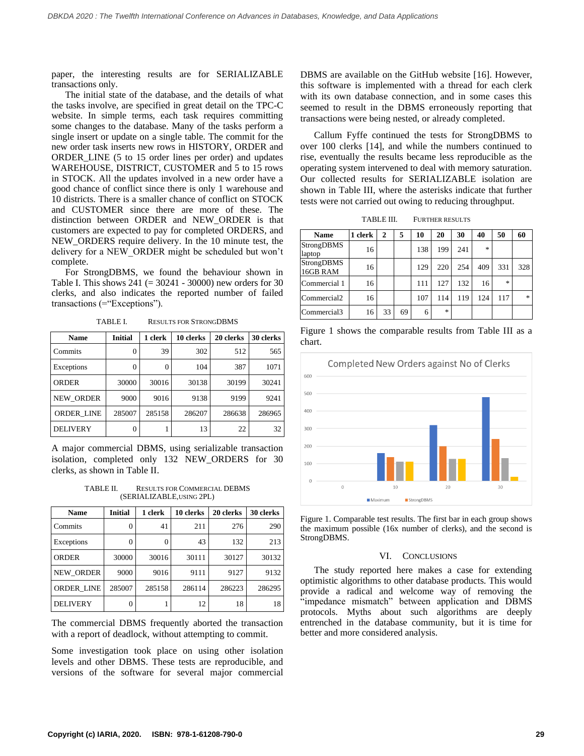paper, the interesting results are for SERIALIZABLE transactions only.

The initial state of the database, and the details of what the tasks involve, are specified in great detail on the TPC-C website. In simple terms, each task requires committing some changes to the database. Many of the tasks perform a single insert or update on a single table. The commit for the new order task inserts new rows in HISTORY, ORDER and ORDER_LINE (5 to 15 order lines per order) and updates WAREHOUSE, DISTRICT, CUSTOMER and 5 to 15 rows in STOCK. All the updates involved in a new order have a good chance of conflict since there is only 1 warehouse and 10 districts. There is a smaller chance of conflict on STOCK and CUSTOMER since there are more of these. The distinction between ORDER and NEW_ORDER is that customers are expected to pay for completed ORDERS, and NEW_ORDERS require delivery. In the 10 minute test, the delivery for a NEW_ORDER might be scheduled but won't complete.

For StrongDBMS, we found the behaviour shown in Table I. This shows 241 (= 30241 - 30000) new orders for 30 clerks, and also indicates the reported number of failed transactions (="Exceptions").

TABLE I. RESULTS FOR STRONGDBMS

| Name | Initial | 1 clerk | 10 clerks | 20 clerks | 30 clerks |
|---|---|---|---|---|---|
| Commits | 0 | 39 | 302 | 512 | 565 |
| Exceptions | 0 | 0 | 104 | 387 | 1071 |
| ORDER | 30000 | 30016 | 30138 | 30199 | 30241 |
| NEW_ORDER | 9000 | 9016 | 9138 | 9199 | 9241 |
| ORDER_LINE | 285007 | 285158 | 286207 | 286638 | 286965 |
| DELIVERY | 0 | 1 | 13 | 22 | 32 |

A major commercial DBMS, using serializable transaction isolation, completed only 132 NEW_ORDERS for 30 clerks, as shown in Table II.

TABLE II. RESULTS FOR COMMERCIAL DEBMS (SERIALIZABLE,USING 2PL)

| Name | Initial | 1 clerk | 10 clerks | 20 clerks | 30 clerks |
|---|---|---|---|---|---|
| Commits | 0 | 41 | 211 | 276 | 290 |
| Exceptions | 0 | 0 | 43 | 132 | 213 |
| ORDER | 30000 | 30016 | 30111 | 30127 | 30132 |
| NEW_ORDER | 9000 | 9016 | 9111 | 9127 | 9132 |
| ORDER_LINE | 285007 | 285158 | 286114 | 286223 | 286295 |
| DELIVERY | 0 | 1 | 12 | 18 | 18 |

The commercial DBMS frequently aborted the transaction with a report of deadlock, without attempting to commit.

Some investigation took place on using other isolation levels and other DBMS. These tests are reproducible, and versions of the software for several major commercial DBMS are available on the GitHub website [16]. However, this software is implemented with a thread for each clerk with its own database connection, and in some cases this seemed to result in the DBMS erroneously reporting that transactions were being nested, or already completed.

Callum Fyffe continued the tests for StrongDBMS to over 100 clerks [14], and while the numbers continued to rise, eventually the results became less reproducible as the operating system intervened to deal with memory saturation. Our collected results for SERIALIZABLE isolation are shown in Table III, where the asterisks indicate that further tests were not carried out owing to reducing throughput.

TABLE III. FURTHER RESULTS

| Name | 1 clerk | 2 | 5 | 10 | 20 | 30 | 40 | 50 | 60 |
|---|---|---|---|---|---|---|---|---|---|
| StrongDBMS laptop | 16 | | | 138 | 199 | 241 | * | | |
| StrongDBMS 16GB RAM | 16 | | | 129 | 220 | 254 | 409 | 331 | 328 |
| Commercial 1 | 16 | | | 111 | 127 | 132 | 16 | * | |
| Commercial2 | 16 | | | 107 | 114 | 119 | 124 | 117 | * |
| Commercial3 | 16 | 33 | 69 | 6 | * | | | | |

Figure 1 shows the comparable results from Table III as a chart.

Figure 1. Comparable test results. The first bar in each group shows the maximum possible (16x number of clerks), and the second is StrongDBMS.

## VI. CONCLUSIONS

The study reported here makes a case for extending optimistic algorithms to other database products. This would provide a radical and welcome way of removing the "impedance mismatch" between application and DBMS protocols. Myths about such algorithms are deeply entrenched in the database community, but it is time for better and more considered analysis.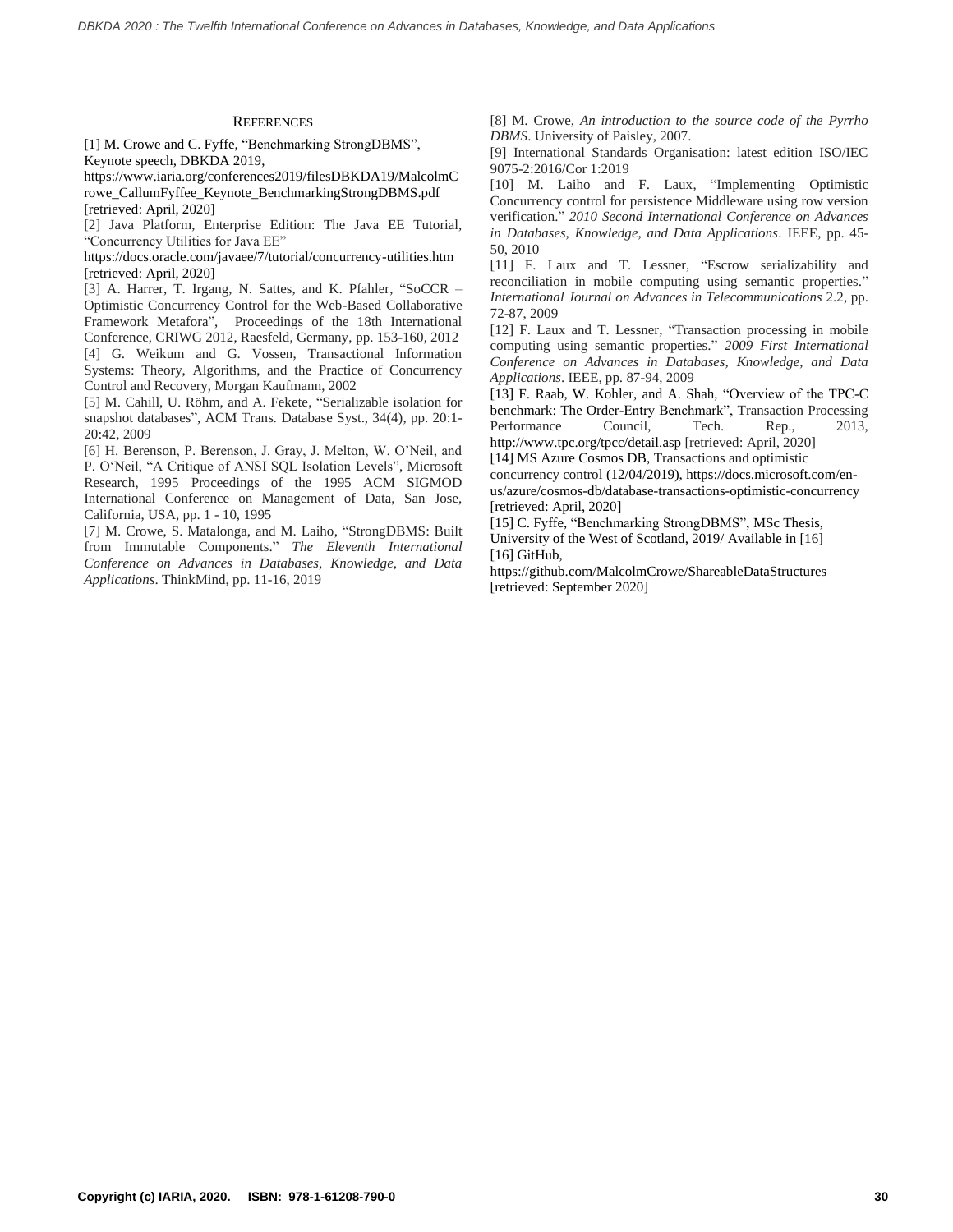## REFERENCES

[1] M. Crowe and C. Fyffe, "Benchmarking StrongDBMS", Keynote speech, DBKDA 2019, https://www.iaria.org/conferences2019/filesDBKDA19/MalcolmCrowe_CallumFyffee_Keynote_BenchmarkingStrongDBMS.pdf [retrieved: April, 2020]

[2] Java Platform, Enterprise Edition: The Java EE Tutorial, "Concurrency Utilities for Java EE" https://docs.oracle.com/javaee/7/tutorial/concurrency-utilities.htm [retrieved: April, 2020]

[3] A. Harrer, T. Irgang, N. Sattes, and K. Pfahler, "SoCCR – Optimistic Concurrency Control for the Web-Based Collaborative Framework Metafora", Proceedings of the 18th International Conference, CRIWG 2012, Raesfeld, Germany, pp. 153-160, 2012

[4] G. Weikum and G. Vossen, Transactional Information Systems: Theory, Algorithms, and the Practice of Concurrency Control and Recovery, Morgan Kaufmann, 2002

[5] M. Cahill, U. Röhm, and A. Fekete, "Serializable isolation for snapshot databases", ACM Trans. Database Syst., 34(4), pp. 20:1-20:42, 2009

[6] H. Berenson, P. Berenson, J. Gray, J. Melton, W. O'Neil, and P. O'Neil, "A Critique of ANSI SQL Isolation Levels", Microsoft Research, 1995 Proceedings of the 1995 ACM SIGMOD International Conference on Management of Data, San Jose, California, USA, pp. 1 - 10, 1995

[7] M. Crowe, S. Matalonga, and M. Laiho, "StrongDBMS: Built from Immutable Components." *The Eleventh International Conference on Advances in Databases, Knowledge, and Data Applications*. ThinkMind, pp. 11-16, 2019

[8] M. Crowe, *An introduction to the source code of the Pyrrho DBMS*. University of Paisley, 2007.

[9] International Standards Organisation: latest edition ISO/IEC 9075-2:2016/Cor 1:2019

[10] M. Laiho and F. Laux, "Implementing Optimistic Concurrency control for persistence Middleware using row version verification." *2010 Second International Conference on Advances in Databases, Knowledge, and Data Applications*. IEEE, pp. 45-50, 2010

[11] F. Laux and T. Lessner, "Escrow serializability and reconciliation in mobile computing using semantic properties." *International Journal on Advances in Telecommunications* 2.2, pp. 72-87, 2009

[12] F. Laux and T. Lessner, "Transaction processing in mobile computing using semantic properties." *2009 First International Conference on Advances in Databases, Knowledge, and Data Applications*. IEEE, pp. 87-94, 2009

[13] F. Raab, W. Kohler, and A. Shah, "Overview of the TPC-C benchmark: The Order-Entry Benchmark", Transaction Processing Performance Council, Tech. Rep., 2013, http://www.tpc.org/tpcc/detail.asp [retrieved: April, 2020]

[14] MS Azure Cosmos DB, Transactions and optimistic concurrency control (12/04/2019), https://docs.microsoft.com/en-us/azure/cosmos-db/database-transactions-optimistic-concurrency [retrieved: April, 2020]

[15] C. Fyffe, "Benchmarking StrongDBMS", MSc Thesis, University of the West of Scotland, 2019/ Available in [16]

[16] GitHub, https://github.com/MalcolmCrowe/ShareableDataStructures [retrieved: September 2020]